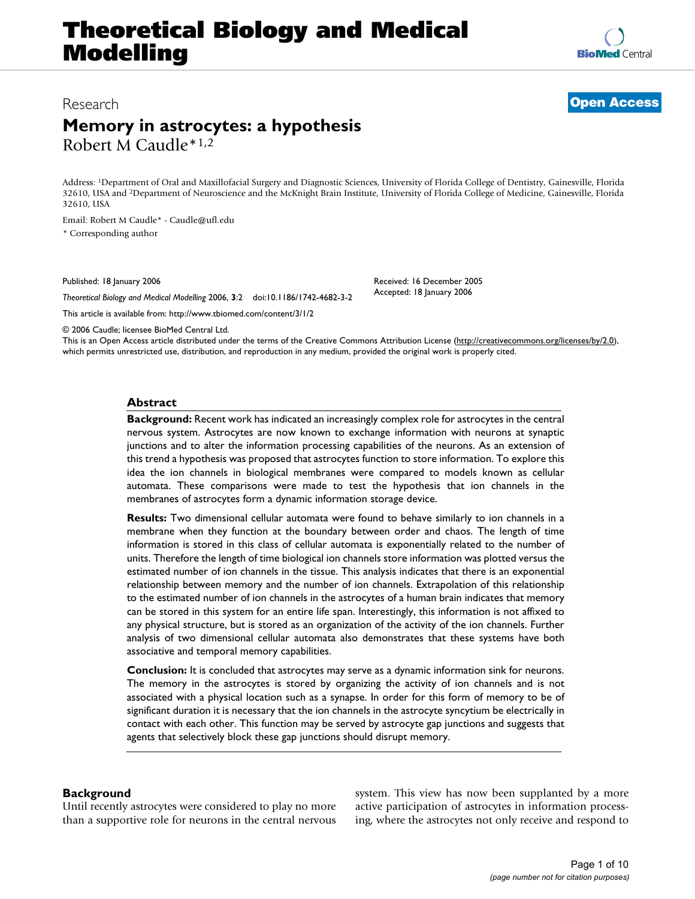# Theoretical Biology and Medical Modelling

Research

**Open Access**

# Memory in astrocytes: a hypothesis

Robert M Caudle*[1,2]

Address: [1]Department of Oral and Maxillofacial Surgery and Diagnostic Sciences, University of Florida College of Dentistry, Gainesville, Florida 32610, USA and [2]Department of Neuroscience and the McKnight Brain Institute, University of Florida College of Medicine, Gainesville, Florida 32610, USA

Email: Robert M Caudle* - Caudle@ufl.edu

\* Corresponding author

Published: 18 January 2006

*Theoretical Biology and Medical Modelling* 2006, **3**:2 doi:10.1186/1742-4682-3-2

Received: 16 December 2005

Accepted: 18 January 2006

This article is available from: http://www.tbiomed.com/content/3/1/2

© 2006 Caudle; licensee BioMed Central Ltd.

This is an Open Access article distributed under the terms of the Creative Commons Attribution License (http://creativecommons.org/licenses/by/2.0), which permits unrestricted use, distribution, and reproduction in any medium, provided the original work is properly cited.

## Abstract

**Background:** Recent work has indicated an increasingly complex role for astrocytes in the central nervous system. Astrocytes are now known to exchange information with neurons at synaptic junctions and to alter the information processing capabilities of the neurons. As an extension of this trend a hypothesis was proposed that astrocytes function to store information. To explore this idea the ion channels in biological membranes were compared to models known as cellular automata. These comparisons were made to test the hypothesis that ion channels in the membranes of astrocytes form a dynamic information storage device.

**Results:** Two dimensional cellular automata were found to behave similarly to ion channels in a membrane when they function at the boundary between order and chaos. The length of time information is stored in this class of cellular automata is exponentially related to the number of units. Therefore the length of time biological ion channels store information was plotted versus the estimated number of ion channels in the tissue. This analysis indicates that there is an exponential relationship between memory and the number of ion channels. Extrapolation of this relationship to the estimated number of ion channels in the astrocytes of a human brain indicates that memory can be stored in this system for an entire life span. Interestingly, this information is not affixed to any physical structure, but is stored as an organization of the activity of the ion channels. Further analysis of two dimensional cellular automata also demonstrates that these systems have both associative and temporal memory capabilities.

**Conclusion:** It is concluded that astrocytes may serve as a dynamic information sink for neurons. The memory in the astrocytes is stored by organizing the activity of ion channels and is not associated with a physical location such as a synapse. In order for this form of memory to be of significant duration it is necessary that the ion channels in the astrocyte syncytium be electrically in contact with each other. This function may be served by astrocyte gap junctions and suggests that agents that selectively block these gap junctions should disrupt memory.

## Background

Until recently astrocytes were considered to play no more than a supportive role for neurons in the central nervous system. This view has now been supplanted by a more active participation of astrocytes in information processing, where the astrocytes not only receive and respond to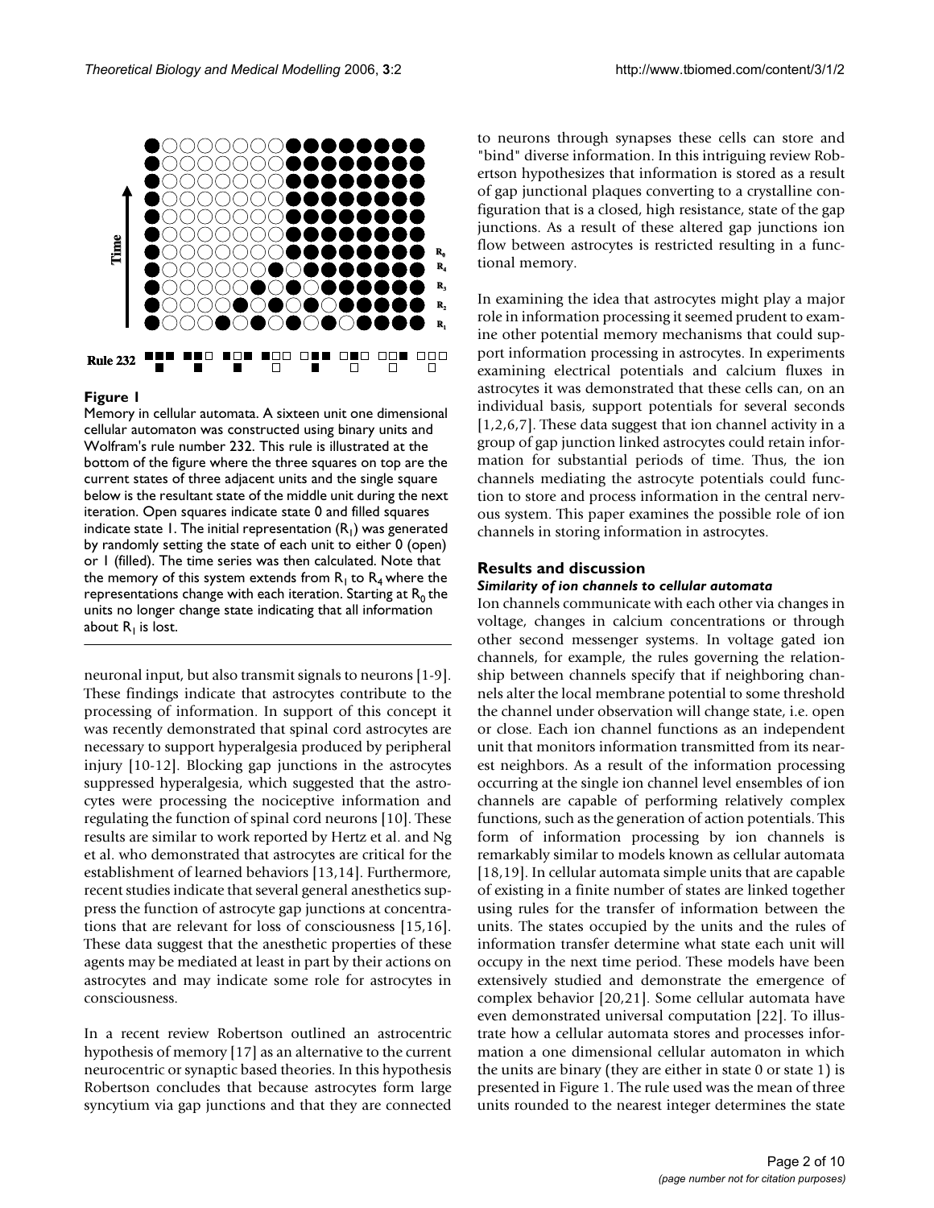**Figure 1**

Memory in cellular automata. A sixteen unit one dimensional cellular automaton was constructed using binary units and Wolfram's rule number 232. This rule is illustrated at the bottom of the figure where the three squares on top are the current states of three adjacent units and the single square below is the resultant state of the middle unit during the next iteration. Open squares indicate state 0 and filled squares indicate state 1. The initial representation ($R_1$) was generated by randomly setting the state of each unit to either 0 (open) or 1 (filled). The time series was then calculated. Note that the memory of this system extends from $R_1$ to $R_4$ where the representations change with each iteration. Starting at $R_0$ the units no longer change state indicating that all information about $R_1$ is lost.

neuronal input, but also transmit signals to neurons [1-9]. These findings indicate that astrocytes contribute to the processing of information. In support of this concept it was recently demonstrated that spinal cord astrocytes are necessary to support hyperalgesia produced by peripheral injury [10-12]. Blocking gap junctions in the astrocytes suppressed hyperalgesia, which suggested that the astrocytes were processing the nociceptive information and regulating the function of spinal cord neurons [10]. These results are similar to work reported by Hertz et al. and Ng et al. who demonstrated that astrocytes are critical for the establishment of learned behaviors [13,14]. Furthermore, recent studies indicate that several general anesthetics suppress the function of astrocyte gap junctions at concentrations that are relevant for loss of consciousness [15,16]. These data suggest that the anesthetic properties of these agents may be mediated at least in part by their actions on astrocytes and may indicate some role for astrocytes in consciousness.

In a recent review Robertson outlined an astrocentric hypothesis of memory [17] as an alternative to the current neurocentric or synaptic based theories. In this hypothesis Robertson concludes that because astrocytes form large syncytium via gap junctions and that they are connected to neurons through synapses these cells can store and "bind" diverse information. In this intriguing review Robertson hypothesizes that information is stored as a result of gap junctional plaques converting to a crystalline configuration that is a closed, high resistance, state of the gap junctions. As a result of these altered gap junctions ion flow between astrocytes is restricted resulting in a functional memory.

In examining the idea that astrocytes might play a major role in information processing it seemed prudent to examine other potential memory mechanisms that could support information processing in astrocytes. In experiments examining electrical potentials and calcium fluxes in astrocytes it was demonstrated that these cells can, on an individual basis, support potentials for several seconds [1,2,6,7]. These data suggest that ion channel activity in a group of gap junction linked astrocytes could retain information for substantial periods of time. Thus, the ion channels mediating the astrocyte potentials could function to store and process information in the central nervous system. This paper examines the possible role of ion channels in storing information in astrocytes.

## Results and discussion

### *Similarity of ion channels to cellular automata*

Ion channels communicate with each other via changes in voltage, changes in calcium concentrations or through other second messenger systems. In voltage gated ion channels, for example, the rules governing the relationship between channels specify that if neighboring channels alter the local membrane potential to some threshold the channel under observation will change state, i.e. open or close. Each ion channel functions as an independent unit that monitors information transmitted from its nearest neighbors. As a result of the information processing occurring at the single ion channel level ensembles of ion channels are capable of performing relatively complex functions, such as the generation of action potentials. This form of information processing by ion channels is remarkably similar to models known as cellular automata [18,19]. In cellular automata simple units that are capable of existing in a finite number of states are linked together using rules for the transfer of information between the units. The states occupied by the units and the rules of information transfer determine what state each unit will occupy in the next time period. These models have been extensively studied and demonstrate the emergence of complex behavior [20,21]. Some cellular automata have even demonstrated universal computation [22]. To illustrate how a cellular automata stores and processes information a one dimensional cellular automaton in which the units are binary (they are either in state 0 or state 1) is presented in Figure 1. The rule used was the mean of three units rounded to the nearest integer determines the state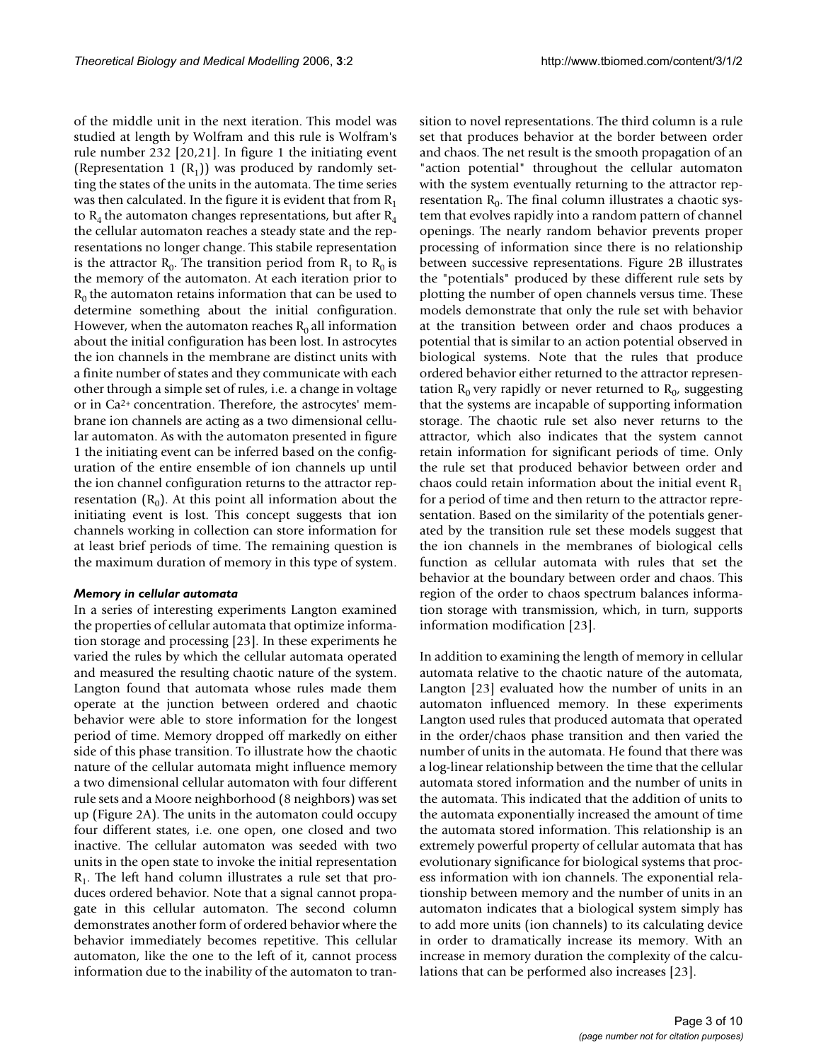of the middle unit in the next iteration. This model was studied at length by Wolfram and this rule is Wolfram's rule number 232 [20,21]. In figure 1 the initiating event (Representation 1 ($R_1$)) was produced by randomly setting the states of the units in the automata. The time series was then calculated. In the figure it is evident that from $R_1$ to $R_4$ the automaton changes representations, but after $R_4$ the cellular automaton reaches a steady state and the representations no longer change. This stabile representation is the attractor $R_0$. The transition period from $R_1$ to $R_0$ is the memory of the automaton. At each iteration prior to $R_0$ the automaton retains information that can be used to determine something about the initial configuration. However, when the automaton reaches $R_0$ all information about the initial configuration has been lost. In astrocytes the ion channels in the membrane are distinct units with a finite number of states and they communicate with each other through a simple set of rules, i.e. a change in voltage or in $Ca^{2+}$ concentration. Therefore, the astrocytes' membrane ion channels are acting as a two dimensional cellular automaton. As with the automaton presented in figure 1 the initiating event can be inferred based on the configuration of the entire ensemble of ion channels up until the ion channel configuration returns to the attractor representation ($R_0$). At this point all information about the initiating event is lost. This concept suggests that ion channels working in collection can store information for at least brief periods of time. The remaining question is the maximum duration of memory in this type of system.

### *Memory in cellular automata*

In a series of interesting experiments Langton examined the properties of cellular automata that optimize information storage and processing [23]. In these experiments he varied the rules by which the cellular automata operated and measured the resulting chaotic nature of the system. Langton found that automata whose rules made them operate at the junction between ordered and chaotic behavior were able to store information for the longest period of time. Memory dropped off markedly on either side of this phase transition. To illustrate how the chaotic nature of the cellular automata might influence memory a two dimensional cellular automaton with four different rule sets and a Moore neighborhood (8 neighbors) was set up (Figure 2A). The units in the automaton could occupy four different states, i.e. one open, one closed and two inactive. The cellular automaton was seeded with two units in the open state to invoke the initial representation $R_1$. The left hand column illustrates a rule set that produces ordered behavior. Note that a signal cannot propagate in this cellular automaton. The second column demonstrates another form of ordered behavior where the behavior immediately becomes repetitive. This cellular automaton, like the one to the left of it, cannot process information due to the inability of the automaton to transition to novel representations. The third column is a rule set that produces behavior at the border between order and chaos. The net result is the smooth propagation of an "action potential" throughout the cellular automaton with the system eventually returning to the attractor representation $R_0$. The final column illustrates a chaotic system that evolves rapidly into a random pattern of channel openings. The nearly random behavior prevents proper processing of information since there is no relationship between successive representations. Figure 2B illustrates the "potentials" produced by these different rule sets by plotting the number of open channels versus time. These models demonstrate that only the rule set with behavior at the transition between order and chaos produces a potential that is similar to an action potential observed in biological systems. Note that the rules that produce ordered behavior either returned to the attractor representation $R_0$ very rapidly or never returned to $R_0$, suggesting that the systems are incapable of supporting information storage. The chaotic rule set also never returns to the attractor, which also indicates that the system cannot retain information for significant periods of time. Only the rule set that produced behavior between order and chaos could retain information about the initial event $R_1$ for a period of time and then return to the attractor representation. Based on the similarity of the potentials generated by the transition rule set these models suggest that the ion channels in the membranes of biological cells function as cellular automata with rules that set the behavior at the boundary between order and chaos. This region of the order to chaos spectrum balances information storage with transmission, which, in turn, supports information modification [23].

In addition to examining the length of memory in cellular automata relative to the chaotic nature of the automata, Langton [23] evaluated how the number of units in an automaton influenced memory. In these experiments Langton used rules that produced automata that operated in the order/chaos phase transition and then varied the number of units in the automata. He found that there was a log-linear relationship between the time that the cellular automata stored information and the number of units in the automata. This indicated that the addition of units to the automata exponentially increased the amount of time the automata stored information. This relationship is an extremely powerful property of cellular automata that has evolutionary significance for biological systems that process information with ion channels. The exponential relationship between memory and the number of units in an automaton indicates that a biological system simply has to add more units (ion channels) to its calculating device in order to dramatically increase its memory. With an increase in memory duration the complexity of the calculations that can be performed also increases [23].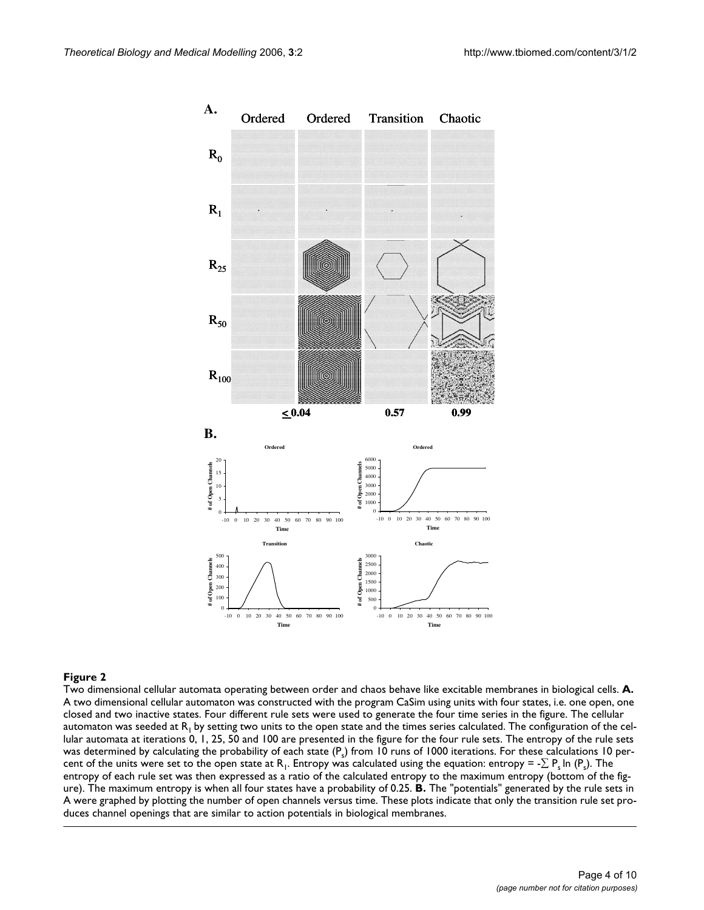**Figure 2**

Two dimensional cellular automata operating between order and chaos behave like excitable membranes in biological cells. **A.** A two dimensional cellular automaton was constructed with the program CaSim using units with four states, i.e. one open, one closed and two inactive states. Four different rule sets were used to generate the four time series in the figure. The cellular automaton was seeded at $R_1$ by setting two units to the open state and the times series calculated. The configuration of the cellular automata at iterations 0, 1, 25, 50 and 100 are presented in the figure for the four rule sets. The entropy of the rule sets was determined by calculating the probability of each state ($P_s$) from 10 runs of 1000 iterations. For these calculations 10 percent of the units were set to the open state at $R_1$. Entropy was calculated using the equation: entropy = $-\sum P_s \ln (P_s)$. The entropy of each rule set was then expressed as a ratio of the calculated entropy to the maximum entropy (bottom of the figure). The maximum entropy is when all four states have a probability of 0.25. **B.** The "potentials" generated by the rule sets in A were graphed by plotting the number of open channels versus time. These plots indicate that only the transition rule set produces channel openings that are similar to action potentials in biological membranes.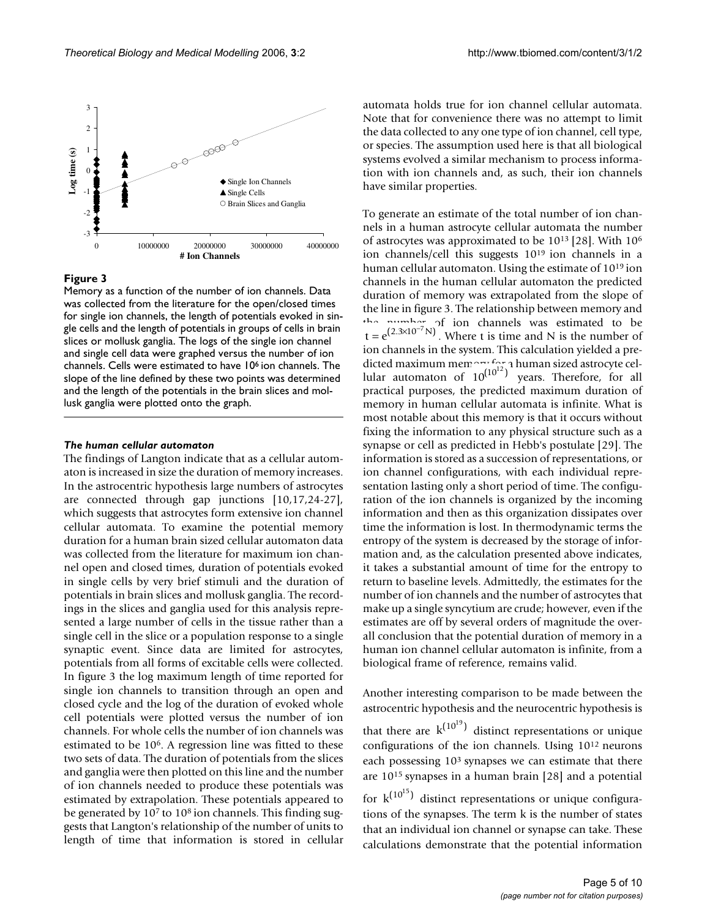3
2
1
0
-1
-2
-3
Log time (s)
0
10000000
20000000
30000000
40000000
# Ion Channels
◆ Single Ion Channels
▲ Single Cells
○ Brain Slices and Ganglia

**Figure 3**

Memory as a function of the number of ion channels. Data was collected from the literature for the open/closed times for single ion channels, the length of potentials evoked in single cells and the length of potentials in groups of cells in brain slices or mollusk ganglia. The logs of the single ion channel and single cell data were graphed versus the number of ion channels. Cells were estimated to have $10^6$ ion channels. The slope of the line defined by these two points was determined and the length of the potentials in the brain slices and mollusk ganglia were plotted onto the graph.

### *The human cellular automaton*

The findings of Langton indicate that as a cellular automaton is increased in size the duration of memory increases. In the astrocentric hypothesis large numbers of astrocytes are connected through gap junctions [10,17,24-27], which suggests that astrocytes form extensive ion channel cellular automata. To examine the potential memory duration for a human brain sized cellular automaton data was collected from the literature for maximum ion channel open and closed times, duration of potentials evoked in single cells by very brief stimuli and the duration of potentials in brain slices and mollusk ganglia. The recordings in the slices and ganglia used for this analysis represented a large number of cells in the tissue rather than a single cell in the slice or a population response to a single synaptic event. Since data are limited for astrocytes, potentials from all forms of excitable cells were collected. In figure 3 the log maximum length of time reported for single ion channels to transition through an open and closed cycle and the log of the duration of evoked whole cell potentials were plotted versus the number of ion channels. For whole cells the number of ion channels was estimated to be $10^6$. A regression line was fitted to these two sets of data. The duration of potentials from the slices and ganglia were then plotted on this line and the number of ion channels needed to produce these potentials was estimated by extrapolation. These potentials appeared to be generated by $10^7$ to $10^8$ ion channels. This finding suggests that Langton's relationship of the number of units to length of time that information is stored in cellular automata holds true for ion channel cellular automata. Note that for convenience there was no attempt to limit the data collected to any one type of ion channel, cell type, or species. The assumption used here is that all biological systems evolved a similar mechanism to process information with ion channels and, as such, their ion channels have similar properties.

To generate an estimate of the total number of ion channels in a human astrocyte cellular automata the number of astrocytes was approximated to be $10^{13}$ [28]. With $10^6$ ion channels/cell this suggests $10^{19}$ ion channels in a human cellular automaton. Using the estimate of $10^{19}$ ion channels in the human cellular automaton the predicted duration of memory was extrapolated from the slope of the line in figure 3. The relationship between memory and the number of ion channels was estimated to be $t = e^{(2.3\times10^{-7}N)}$. Where t is time and N is the number of ion channels in the system. This calculation yielded a predicted maximum memory for a human sized astrocyte cellular automaton of $10^{(10^{12})}$ years. Therefore, for all practical purposes, the predicted maximum duration of memory in human cellular automata is infinite. What is most notable about this memory is that it occurs without fixing the information to any physical structure such as a synapse or cell as predicted in Hebb's postulate [29]. The information is stored as a succession of representations, or ion channel configurations, with each individual representation lasting only a short period of time. The configuration of the ion channels is organized by the incoming information and then as this organization dissipates over time the information is lost. In thermodynamic terms the entropy of the system is decreased by the storage of information and, as the calculation presented above indicates, it takes a substantial amount of time for the entropy to return to baseline levels. Admittedly, the estimates for the number of ion channels and the number of astrocytes that make up a single syncytium are crude; however, even if the estimates are off by several orders of magnitude the overall conclusion that the potential duration of memory in a human ion channel cellular automaton is infinite, from a biological frame of reference, remains valid.

Another interesting comparison to be made between the astrocentric hypothesis and the neurocentric hypothesis is that there are $k^{(10^{19})}$ distinct representations or unique configurations of the ion channels. Using $10^{12}$ neurons each possessing $10^3$ synapses we can estimate that there are $10^{15}$ synapses in a human brain [28] and a potential for $k^{(10^{15})}$ distinct representations or unique configurations of the synapses. The term k is the number of states that an individual ion channel or synapse can take. These calculations demonstrate that the potential information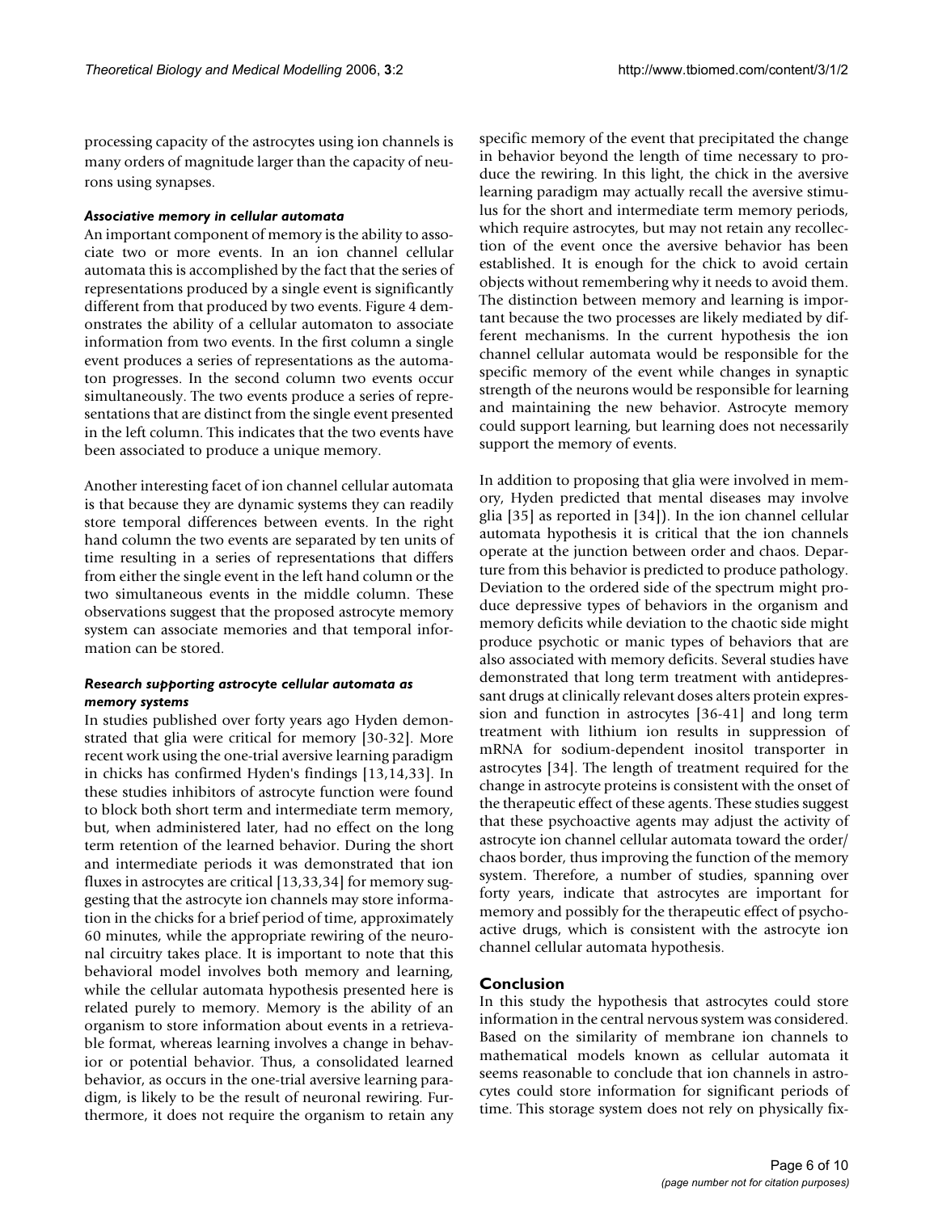processing capacity of the astrocytes using ion channels is many orders of magnitude larger than the capacity of neurons using synapses.

#### *Associative memory in cellular automata*

An important component of memory is the ability to associate two or more events. In an ion channel cellular automata this is accomplished by the fact that the series of representations produced by a single event is significantly different from that produced by two events. Figure 4 demonstrates the ability of a cellular automaton to associate information from two events. In the first column a single event produces a series of representations as the automaton progresses. In the second column two events occur simultaneously. The two events produce a series of representations that are distinct from the single event presented in the left column. This indicates that the two events have been associated to produce a unique memory.

Another interesting facet of ion channel cellular automata is that because they are dynamic systems they can readily store temporal differences between events. In the right hand column the two events are separated by ten units of time resulting in a series of representations that differs from either the single event in the left hand column or the two simultaneous events in the middle column. These observations suggest that the proposed astrocyte memory system can associate memories and that temporal information can be stored.

#### *Research supporting astrocyte cellular automata as memory systems*

In studies published over forty years ago Hyden demonstrated that glia were critical for memory [30-32]. More recent work using the one-trial aversive learning paradigm in chicks has confirmed Hyden's findings [13,14,33]. In these studies inhibitors of astrocyte function were found to block both short term and intermediate term memory, but, when administered later, had no effect on the long term retention of the learned behavior. During the short and intermediate periods it was demonstrated that ion fluxes in astrocytes are critical [13,33,34] for memory suggesting that the astrocyte ion channels may store information in the chicks for a brief period of time, approximately 60 minutes, while the appropriate rewiring of the neuronal circuitry takes place. It is important to note that this behavioral model involves both memory and learning, while the cellular automata hypothesis presented here is related purely to memory. Memory is the ability of an organism to store information about events in a retrievable format, whereas learning involves a change in behavior or potential behavior. Thus, a consolidated learned behavior, as occurs in the one-trial aversive learning paradigm, is likely to be the result of neuronal rewiring. Furthermore, it does not require the organism to retain any specific memory of the event that precipitated the change in behavior beyond the length of time necessary to produce the rewiring. In this light, the chick in the aversive learning paradigm may actually recall the aversive stimulus for the short and intermediate term memory periods, which require astrocytes, but may not retain any recollection of the event once the aversive behavior has been established. It is enough for the chick to avoid certain objects without remembering why it needs to avoid them. The distinction between memory and learning is important because the two processes are likely mediated by different mechanisms. In the current hypothesis the ion channel cellular automata would be responsible for the specific memory of the event while changes in synaptic strength of the neurons would be responsible for learning and maintaining the new behavior. Astrocyte memory could support learning, but learning does not necessarily support the memory of events.

In addition to proposing that glia were involved in memory, Hyden predicted that mental diseases may involve glia [35] as reported in [34]). In the ion channel cellular automata hypothesis it is critical that the ion channels operate at the junction between order and chaos. Departure from this behavior is predicted to produce pathology. Deviation to the ordered side of the spectrum might produce depressive types of behaviors in the organism and memory deficits while deviation to the chaotic side might produce psychotic or manic types of behaviors that are also associated with memory deficits. Several studies have demonstrated that long term treatment with antidepressant drugs at clinically relevant doses alters protein expression and function in astrocytes [36-41] and long term treatment with lithium ion results in suppression of mRNA for sodium-dependent inositol transporter in astrocytes [34]. The length of treatment required for the change in astrocyte proteins is consistent with the onset of the therapeutic effect of these agents. These studies suggest that these psychoactive agents may adjust the activity of astrocyte ion channel cellular automata toward the order/chaos border, thus improving the function of the memory system. Therefore, a number of studies, spanning over forty years, indicate that astrocytes are important for memory and possibly for the therapeutic effect of psychoactive drugs, which is consistent with the astrocyte ion channel cellular automata hypothesis.

### Conclusion

In this study the hypothesis that astrocytes could store information in the central nervous system was considered. Based on the similarity of membrane ion channels to mathematical models known as cellular automata it seems reasonable to conclude that ion channels in astrocytes could store information for significant periods of time. This storage system does not rely on physically fix-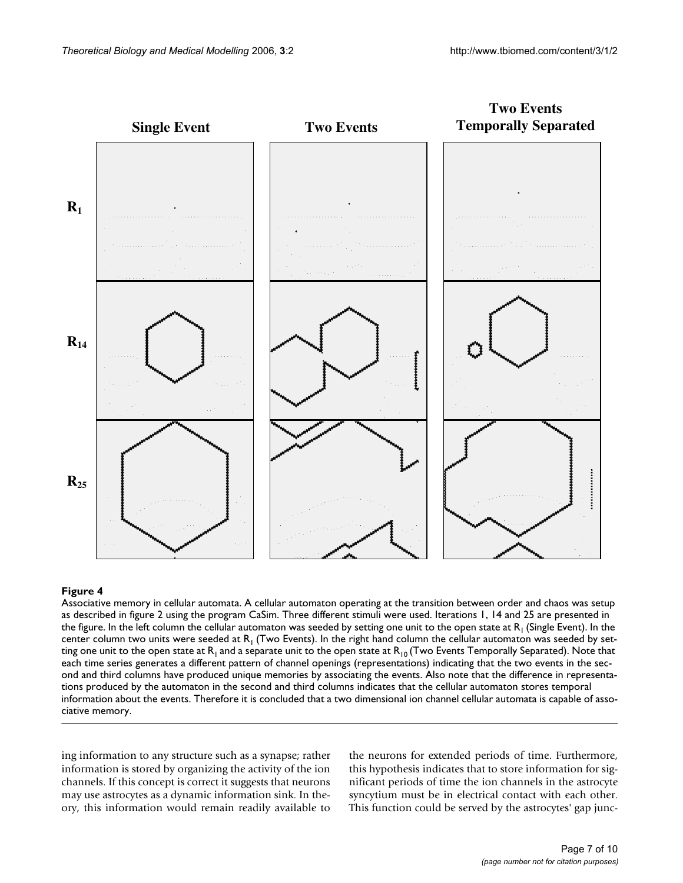**Figure 4**

Associative memory in cellular automata. A cellular automaton operating at the transition between order and chaos was setup as described in figure 2 using the program CaSim. Three different stimuli were used. Iterations 1, 14 and 25 are presented in the figure. In the left column the cellular automaton was seeded by setting one unit to the open state at $R_1$ (Single Event). In the center column two units were seeded at $R_1$ (Two Events). In the right hand column the cellular automaton was seeded by setting one unit to the open state at $R_1$ and a separate unit to the open state at $R_{10}$ (Two Events Temporally Separated). Note that each time series generates a different pattern of channel openings (representations) indicating that the two events in the second and third columns have produced unique memories by associating the events. Also note that the difference in representations produced by the automaton in the second and third columns indicates that the cellular automaton stores temporal information about the events. Therefore it is concluded that a two dimensional ion channel cellular automata is capable of associative memory.

ing information to any structure such as a synapse; rather information is stored by organizing the activity of the ion channels. If this concept is correct it suggests that neurons may use astrocytes as a dynamic information sink. In theory, this information would remain readily available to the neurons for extended periods of time. Furthermore, this hypothesis indicates that to store information for significant periods of time the ion channels in the astrocyte syncytium must be in electrical contact with each other. This function could be served by the astrocytes' gap junc-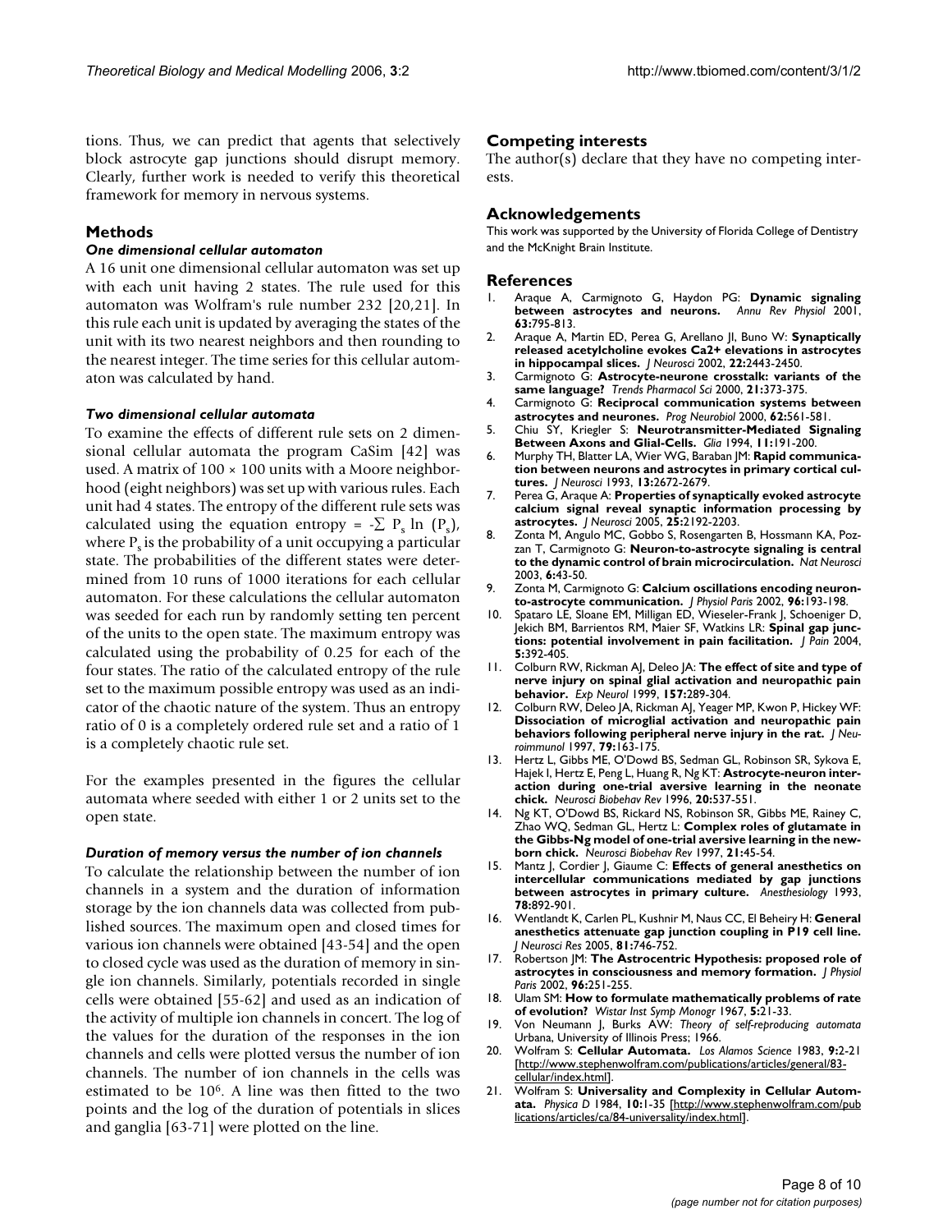tions. Thus, we can predict that agents that selectively block astrocyte gap junctions should disrupt memory. Clearly, further work is needed to verify this theoretical framework for memory in nervous systems.

## Methods

### *One dimensional cellular automaton*

A 16 unit one dimensional cellular automaton was set up with each unit having 2 states. The rule used for this automaton was Wolfram's rule number 232 [20,21]. In this rule each unit is updated by averaging the states of the unit with its two nearest neighbors and then rounding to the nearest integer. The time series for this cellular automaton was calculated by hand.

### *Two dimensional cellular automata*

To examine the effects of different rule sets on 2 dimensional cellular automata the program CaSim [42] was used. A matrix of 100 × 100 units with a Moore neighborhood (eight neighbors) was set up with various rules. Each unit had 4 states. The entropy of the different rule sets was calculated using the equation entropy = $-\sum P_s \ln (P_s)$, where $P_s$ is the probability of a unit occupying a particular state. The probabilities of the different states were determined from 10 runs of 1000 iterations for each cellular automaton. For these calculations the cellular automaton was seeded for each run by randomly setting ten percent of the units to the open state. The maximum entropy was calculated using the probability of 0.25 for each of the four states. The ratio of the calculated entropy of the rule set to the maximum possible entropy was used as an indicator of the chaotic nature of the system. Thus an entropy ratio of 0 is a completely ordered rule set and a ratio of 1 is a completely chaotic rule set.

For the examples presented in the figures the cellular automata where seeded with either 1 or 2 units set to the open state.

### *Duration of memory versus the number of ion channels*

To calculate the relationship between the number of ion channels in a system and the duration of information storage by the ion channels data was collected from published sources. The maximum open and closed times for various ion channels were obtained [43-54] and the open to closed cycle was used as the duration of memory in single ion channels. Similarly, potentials recorded in single cells were obtained [55-62] and used as an indication of the activity of multiple ion channels in concert. The log of the values for the duration of the responses in the ion channels and cells were plotted versus the number of ion channels. The number of ion channels in the cells was estimated to be $10^6$. A line was then fitted to the two points and the log of the duration of potentials in slices and ganglia [63-71] were plotted on the line.

## Competing interests

The author(s) declare that they have no competing interests.

## Acknowledgements

This work was supported by the University of Florida College of Dentistry and the McKnight Brain Institute.

## References

1. Araque A, Carmignoto G, Haydon PG: **Dynamic signaling between astrocytes and neurons.** *Annu Rev Physiol* 2001, **63:**795-813.
2. Araque A, Martin ED, Perea G, Arellano JI, Buno W: **Synaptically released acetylcholine evokes Ca2+ elevations in astrocytes in hippocampal slices.** *J Neurosci* 2002, **22:**2443-2450.
3. Carmignoto G: **Astrocyte-neurone crosstalk: variants of the same language?** *Trends Pharmacol Sci* 2000, **21:**373-375.
4. Carmignoto G: **Reciprocal communication systems between astrocytes and neurones.** *Prog Neurobiol* 2000, **62:**561-581.
5. Chiu SY, Kriegler S: **Neurotransmitter-Mediated Signaling Between Axons and Glial-Cells.** *Glia* 1994, **11:**191-200.
6. Murphy TH, Blatter LA, Wier WG, Baraban JM: **Rapid communication between neurons and astrocytes in primary cortical cultures.** *J Neurosci* 1993, **13:**2672-2679.
7. Perea G, Araque A: **Properties of synaptically evoked astrocyte calcium signal reveal synaptic information processing by astrocytes.** *J Neurosci* 2005, **25:**2192-2203.
8. Zonta M, Angulo MC, Gobbo S, Rosengarten B, Hossmann KA, Pozzan T, Carmignoto G: **Neuron-to-astrocyte signaling is central to the dynamic control of brain microcirculation.** *Nat Neurosci* 2003, **6:**43-50.
9. Zonta M, Carmignoto G: **Calcium oscillations encoding neuron-to-astrocyte communication.** *J Physiol Paris* 2002, **96:**193-198.
10. Spataro LE, Sloane EM, Milligan ED, Wieseler-Frank J, Schoeniger D, Jekich BM, Barrientos RM, Maier SF, Watkins LR: **Spinal gap junctions: potential involvement in pain facilitation.** *J Pain* 2004, **5:**392-405.
11. Colburn RW, Rickman AJ, Deleo JA: **The effect of site and type of nerve injury on spinal glial activation and neuropathic pain behavior.** *Exp Neurol* 1999, **157:**289-304.
12. Colburn RW, Deleo JA, Rickman AJ, Yeager MP, Kwon P, Hickey WF: **Dissociation of microglial activation and neuropathic pain behaviors following peripheral nerve injury in the rat.** *J Neuroimmunol* 1997, **79:**163-175.
13. Hertz L, Gibbs ME, O'Dowd BS, Sedman GL, Robinson SR, Sykova E, Hajek I, Hertz E, Peng L, Huang R, Ng KT: **Astrocyte-neuron interaction during one-trial aversive learning in the neonate chick.** *Neurosci Biobehav Rev* 1996, **20:**537-551.
14. Ng KT, O'Dowd BS, Rickard NS, Robinson SR, Gibbs ME, Rainey C, Zhao WQ, Sedman GL, Hertz L: **Complex roles of glutamate in the Gibbs-Ng model of one-trial aversive learning in the newborn chick.** *Neurosci Biobehav Rev* 1997, **21:**45-54.
15. Mantz J, Cordier J, Giaume C: **Effects of general anesthetics on intercellular communications mediated by gap junctions between astrocytes in primary culture.** *Anesthesiology* 1993, **78:**892-901.
16. Wentlandt K, Carlen PL, Kushnir M, Naus CC, El Beheiry H: **General anesthetics attenuate gap junction coupling in P19 cell line.** *J Neurosci Res* 2005, **81:**746-752.
17. Robertson JM: **The Astrocentric Hypothesis: proposed role of astrocytes in consciousness and memory formation.** *J Physiol Paris* 2002, **96:**251-255.
18. Ulam SM: **How to formulate mathematically problems of rate of evolution?** *Wistar Inst Symp Monogr* 1967, **5:**21-33.
19. Von Neumann J, Burks AW: *Theory of self-reproducing automata* Urbana, University of Illinois Press; 1966.
20. Wolfram S: **Cellular Automata.** *Los Alamos Science* 1983, **9:**2-21 [http://www.stephenwolfram.com/publications/articles/general/83-cellular/index.html].
21. Wolfram S: **Universality and Complexity in Cellular Automata.** *Physica D* 1984, **10:**1-35 [http://www.stephenwolfram.com/publications/articles/ca/84-universality/index.html].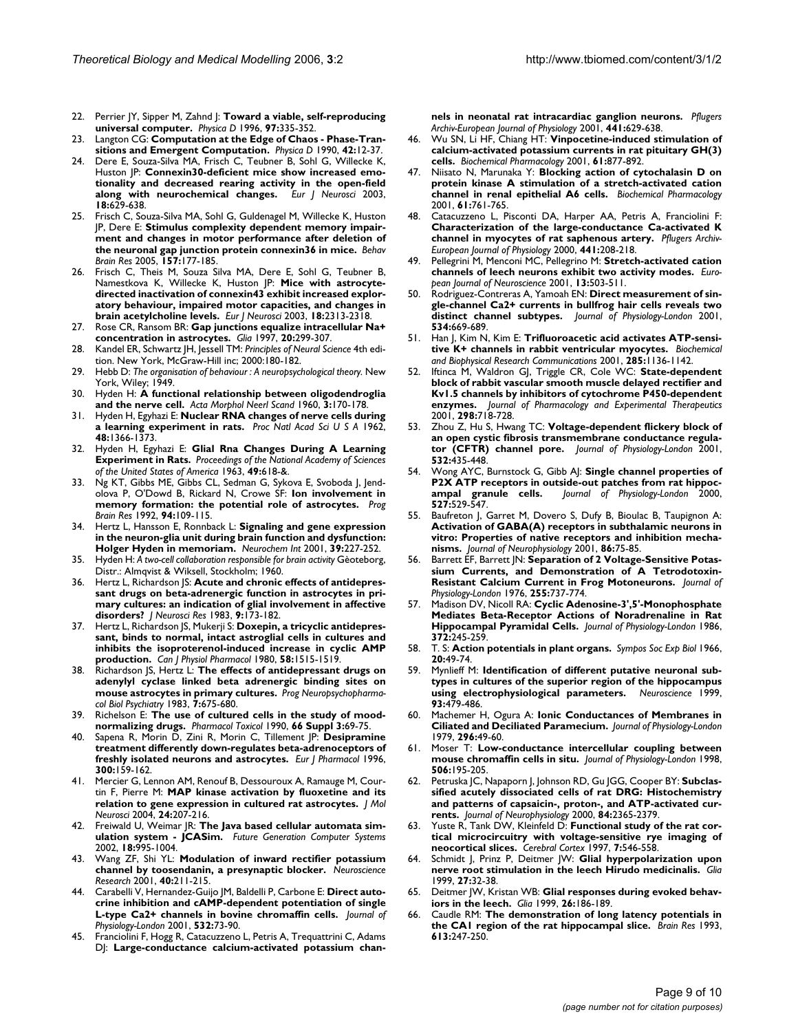22. Perrier JY, Sipper M, Zahnd J: **Toward a viable, self-reproducing universal computer.** *Physica D* 1996, **97:**335-352.
23. Langton CG: **Computation at the Edge of Chaos - Phase-Transitions and Emergent Computation.** *Physica D* 1990, **42:**12-37.
24. Dere E, Souza-Silva MA, Frisch C, Teubner B, Sohl G, Willecke K, Huston JP: **Connexin30-deficient mice show increased emotionality and decreased rearing activity in the open-field along with neurochemical changes.** *Eur J Neurosci* 2003, **18:**629-638.
25. Frisch C, Souza-Silva MA, Sohl G, Guldenagel M, Willecke K, Huston JP, Dere E: **Stimulus complexity dependent memory impairment and changes in motor performance after deletion of the neuronal gap junction protein connexin36 in mice.** *Behav Brain Res* 2005, **157:**177-185.
26. Frisch C, Theis M, Souza Silva MA, Dere E, Sohl G, Teubner B, Namestkova K, Willecke K, Huston JP: **Mice with astrocyte-directed inactivation of connexin43 exhibit increased exploratory behaviour, impaired motor capacities, and changes in brain acetylcholine levels.** *Eur J Neurosci* 2003, **18:**2313-2318.
27. Rose CR, Ransom BR: **Gap junctions equalize intracellular Na+ concentration in astrocytes.** *Glia* 1997, **20:**299-307.
28. Kandel ER, Schwartz JH, Jessell TM: *Principles of Neural Science* 4th edition. New York, McGraw-Hill inc; 2000:180-182.
29. Hebb D: *The organisation of behaviour : A neuropsychological theory.* New York, Wiley; 1949.
30. Hyden H: **A functional relationship between oligodendroglia and the nerve cell.** *Acta Morphol Neerl Scand* 1960, **3:**170-178.
31. Hyden H, Egyhazi E: **Nuclear RNA changes of nerve cells during a learning experiment in rats.** *Proc Natl Acad Sci U S A* 1962, **48:**1366-1373.
32. Hyden H, Egyhazi E: **Glial Rna Changes During A Learning Experiment in Rats.** *Proceedings of the National Academy of Sciences of the United States of America* 1963, **49:**618-&.
33. Ng KT, Gibbs ME, Gibbs CL, Sedman G, Sykova E, Svoboda J, Jendolova P, O'Dowd B, Rickard N, Crowe SF: **Ion involvement in memory formation: the potential role of astrocytes.** *Prog Brain Res* 1992, **94:**109-115.
34. Hertz L, Hansson E, Ronnback L: **Signaling and gene expression in the neuron-glia unit during brain function and dysfunction: Holger Hyden in memoriam.** *Neurochem Int* 2001, **39:**227-252.
35. Hyden H: *A two-cell collaboration responsible for brain activity* Gèoteborg, Distr.: Almqvist & Wiksell, Stockholm; 1960.
36. Hertz L, Richardson JS: **Acute and chronic effects of antidepressant drugs on beta-adrenergic function in astrocytes in primary cultures: an indication of glial involvement in affective disorders?** *J Neurosci Res* 1983, **9:**173-182.
37. Hertz L, Richardson JS, Mukerji S: **Doxepin, a tricyclic antidepressant, binds to normal, intact astroglial cells in cultures and inhibits the isoproterenol-induced increase in cyclic AMP production.** *Can J Physiol Pharmacol* 1980, **58:**1515-1519.
38. Richardson JS, Hertz L: **The effects of antidepressant drugs on adenylyl cyclase linked beta adrenergic binding sites on mouse astrocytes in primary cultures.** *Prog Neuropsychopharmacol Biol Psychiatry* 1983, **7:**675-680.
39. Richelson E: **The use of cultured cells in the study of mood-normalizing drugs.** *Pharmacol Toxicol* 1990, **66 Suppl 3:**69-75.
40. Sapena R, Morin D, Zini R, Morin C, Tillement JP: **Desipramine treatment differently down-regulates beta-adrenoceptors of freshly isolated neurons and astrocytes.** *Eur J Pharmacol* 1996, **300:**159-162.
41. Mercier G, Lennon AM, Renouf B, Dessouroux A, Ramauge M, Courtin F, Pierre M: **MAP kinase activation by fluoxetine and its relation to gene expression in cultured rat astrocytes.** *J Mol Neurosci* 2004, **24:**207-216.
42. Freiwald U, Weimar JR: **The Java based cellular automata simulation system - JCASim.** *Future Generation Computer Systems* 2002, **18:**995-1004.
43. Wang ZF, Shi YL: **Modulation of inward rectifier potassium channel by toosendanin, a presynaptic blocker.** *Neuroscience Research* 2001, **40:**211-215.
44. Carabelli V, Hernandez-Guijo JM, Baldelli P, Carbone E: **Direct autocrine inhibition and cAMP-dependent potentiation of single L-type Ca2+ channels in bovine chromaffin cells.** *Journal of Physiology-London* 2001, **532:**73-90.
45. Franciolini F, Hogg R, Catacuzzeno L, Petris A, Trequattrini C, Adams DJ: **Large-conductance calcium-activated potassium channels in neonatal rat intracardiac ganglion neurons.** *Pflugers Archiv-European Journal of Physiology* 2001, **441:**629-638.
46. Wu SN, Li HF, Chiang HT: **Vinpocetine-induced stimulation of calcium-activated potassium currents in rat pituitary GH(3) cells.** *Biochemical Pharmacology* 2001, **61:**877-892.
47. Niisato N, Marunaka Y: **Blocking action of cytochalasin D on protein kinase A stimulation of a stretch-activated cation channel in renal epithelial A6 cells.** *Biochemical Pharmacology* 2001, **61:**761-765.
48. Catacuzzeno L, Pisconti DA, Harper AA, Petris A, Franciolini F: **Characterization of the large-conductance Ca-activated K channel in myocytes of rat saphenous artery.** *Pflugers Archiv-European Journal of Physiology* 2000, **441:**208-218.
49. Pellegrini M, Menconi MC, Pellegrino M: **Stretch-activated cation channels of leech neurons exhibit two activity modes.** *European Journal of Neuroscience* 2001, **13:**503-511.
50. Rodriguez-Contreras A, Yamoah EN: **Direct measurement of single-channel Ca2+ currents in bullfrog hair cells reveals two distinct channel subtypes.** *Journal of Physiology-London* 2001, **534:**669-689.
51. Han J, Kim N, Kim E: **Trifluoroacetic acid activates ATP-sensitive K+ channels in rabbit ventricular myocytes.** *Biochemical and Biophysical Research Communications* 2001, **285:**1136-1142.
52. Iftinca M, Waldron GJ, Triggle CR, Cole WC: **State-dependent block of rabbit vascular smooth muscle delayed rectifier and Kv1.5 channels by inhibitors of cytochrome P450-dependent enzymes.** *Journal of Pharmacology and Experimental Therapeutics* 2001, **298:**718-728.
53. Zhou Z, Hu S, Hwang TC: **Voltage-dependent flickery block of an open cystic fibrosis transmembrane conductance regulator (CFTR) channel pore.** *Journal of Physiology-London* 2001, **532:**435-448.
54. Wong AYC, Burnstock G, Gibb AJ: **Single channel properties of P2X ATP receptors in outside-out patches from rat hippocampal granule cells.** *Journal of Physiology-London* 2000, **527:**529-547.
55. Baufreton J, Garret M, Dovero S, Dufy B, Bioulac B, Taupignon A: **Activation of GABA(A) receptors in subthalamic neurons in vitro: Properties of native receptors and inhibition mechanisms.** *Journal of Neurophysiology* 2001, **86:**75-85.
56. Barrett EF, Barrett JN: **Separation of 2 Voltage-Sensitive Potassium Currents, and Demonstration of A Tetrodotoxin-Resistant Calcium Current in Frog Motoneurons.** *Journal of Physiology-London* 1976, **255:**737-774.
57. Madison DV, Nicoll RA: **Cyclic Adenosine-3',5'-Monophosphate Mediates Beta-Receptor Actions of Noradrenaline in Rat Hippocampal Pyramidal Cells.** *Journal of Physiology-London* 1986, **372:**245-259.
58. T. S: **Action potentials in plant organs.** *Sympos Soc Exp Biol* 1966, **20:**49-74.
59. Mynlieff M: **Identification of different putative neuronal subtypes in cultures of the superior region of the hippocampus using electrophysiological parameters.** *Neuroscience* 1999, **93:**479-486.
60. Machemer H, Ogura A: **Ionic Conductances of Membranes in Ciliated and Deciliated Paramecium.** *Journal of Physiology-London* 1979, **296:**49-60.
61. Moser T: **Low-conductance intercellular coupling between mouse chromaffin cells in situ.** *Journal of Physiology-London* 1998, **506:**195-205.
62. Petruska JC, Napaporn J, Johnson RD, Gu JGG, Cooper BY: **Subclassified acutely dissociated cells of rat DRG: Histochemistry and patterns of capsaicin-, proton-, and ATP-activated currents.** *Journal of Neurophysiology* 2000, **84:**2365-2379.
63. Yuste R, Tank DW, Kleinfeld D: **Functional study of the rat cortical microcircuitry with voltage-sensitive rye imaging of neocortical slices.** *Cerebral Cortex* 1997, **7:**546-558.
64. Schmidt J, Prinz P, Deitmer JW: **Glial hyperpolarization upon nerve root stimulation in the leech Hirudo medicinalis.** *Glia* 1999, **27:**32-38.
65. Deitmer JW, Kristan WB: **Glial responses during evoked behaviors in the leech.** *Glia* 1999, **26:**186-189.
66. Caudle RM: **The demonstration of long latency potentials in the CA1 region of the rat hippocampal slice.** *Brain Res* 1993, **613:**247-250.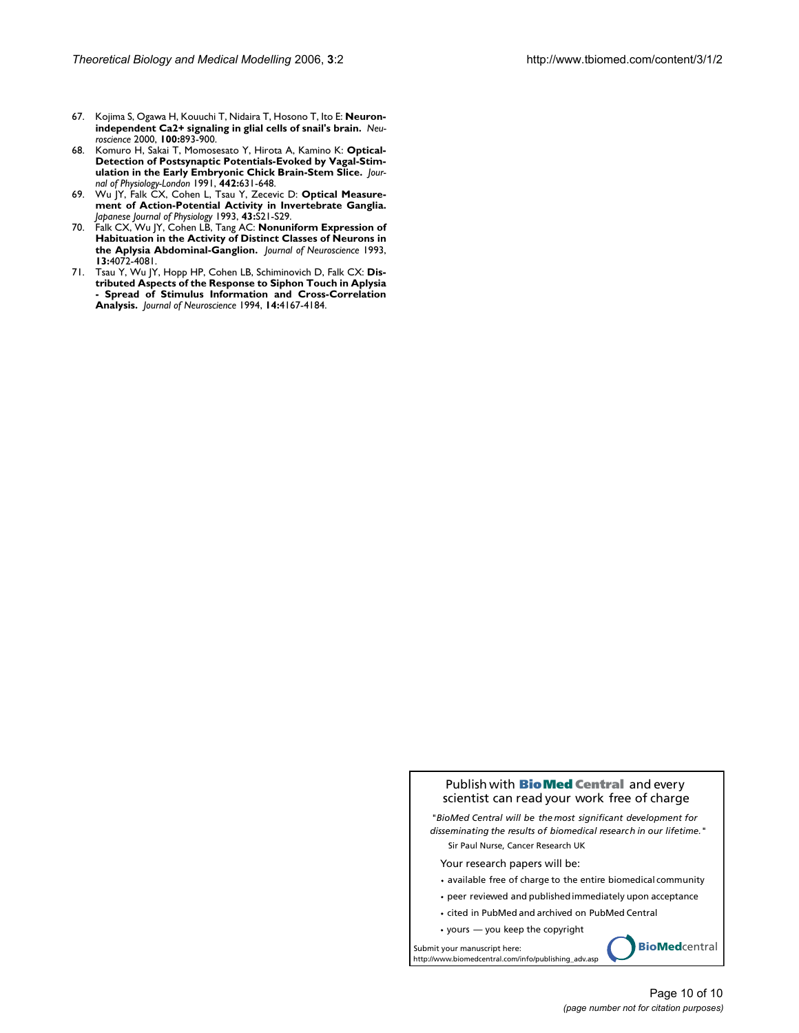67. Kojima S, Ogawa H, Kouuchi T, Nidaira T, Hosono T, Ito E: **Neuron-independent Ca2+ signaling in glial cells of snail's brain.** *Neuroscience* 2000, **100:**893-900.
68. Komuro H, Sakai T, Momosesato Y, Hirota A, Kamino K: **Optical-Detection of Postsynaptic Potentials-Evoked by Vagal-Stimulation in the Early Embryonic Chick Brain-Stem Slice.** *Journal of Physiology-London* 1991, **442:**631-648.
69. Wu JY, Falk CX, Cohen L, Tsau Y, Zecevic D: **Optical Measurement of Action-Potential Activity in Invertebrate Ganglia.** *Japanese Journal of Physiology* 1993, **43:**S21-S29.
70. Falk CX, Wu JY, Cohen LB, Tang AC: **Nonuniform Expression of Habituation in the Activity of Distinct Classes of Neurons in the Aplysia Abdominal-Ganglion.** *Journal of Neuroscience* 1993, **13:**4072-4081.
71. Tsau Y, Wu JY, Hopp HP, Cohen LB, Schiminovich D, Falk CX: **Distributed Aspects of the Response to Siphon Touch in Aplysia - Spread of Stimulus Information and Cross-Correlation Analysis.** *Journal of Neuroscience* 1994, **14:**4167-4184.

Publish with **BioMed Central** and every scientist can read your work free of charge

*"BioMed Central will be the most significant development for disseminating the results of biomedical research in our lifetime."*

Sir Paul Nurse, Cancer Research UK

Your research papers will be:

- available free of charge to the entire biomedical community
- peer reviewed and published immediately upon acceptance
- cited in PubMed and archived on PubMed Central
- yours — you keep the copyright

Submit your manuscript here:
http://www.biomedcentral.com/info/publishing_adv.asp

**BioMed**central